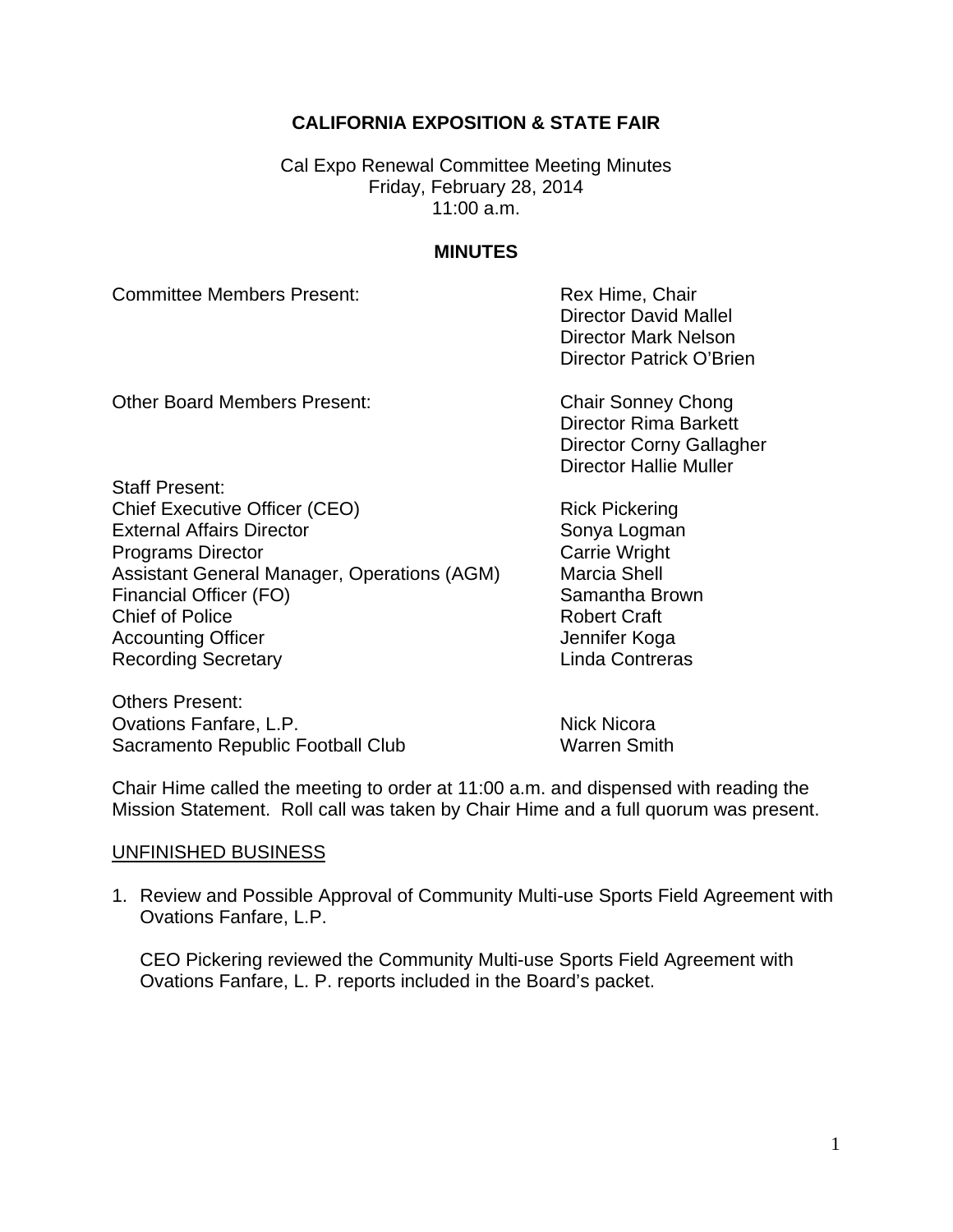# CALIFORNIA EXPOSITION & STATE FAIR

Cal Expo Renewal Committee Meeting Minutes
Friday, February 28, 2014
11:00 a.m.

## MINUTES

| | |
|---|---|
| Committee Members Present: | Rex Hime, Chair<br>Director David Mallel<br>Director Mark Nelson<br>Director Patrick O'Brien |
| Other Board Members Present: | Chair Sonney Chong<br>Director Rima Barkett<br>Director Corny Gallagher<br>Director Hallie Muller |
| **Staff Present:** | |
| Chief Executive Officer (CEO) | Rick Pickering |
| External Affairs Director | Sonya Logman |
| Programs Director | Carrie Wright |
| Assistant General Manager, Operations (AGM) | Marcia Shell |
| Financial Officer (FO) | Samantha Brown |
| Chief of Police | Robert Craft |
| Accounting Officer | Jennifer Koga |
| Recording Secretary | Linda Contreras |
| **Others Present:** | |
| Ovations Fanfare, L.P. | Nick Nicora |
| Sacramento Republic Football Club | Warren Smith |

Chair Hime called the meeting to order at 11:00 a.m. and dispensed with reading the Mission Statement. Roll call was taken by Chair Hime and a full quorum was present.

UNFINISHED BUSINESS

1. Review and Possible Approval of Community Multi-use Sports Field Agreement with Ovations Fanfare, L.P.

   CEO Pickering reviewed the Community Multi-use Sports Field Agreement with Ovations Fanfare, L. P. reports included in the Board's packet.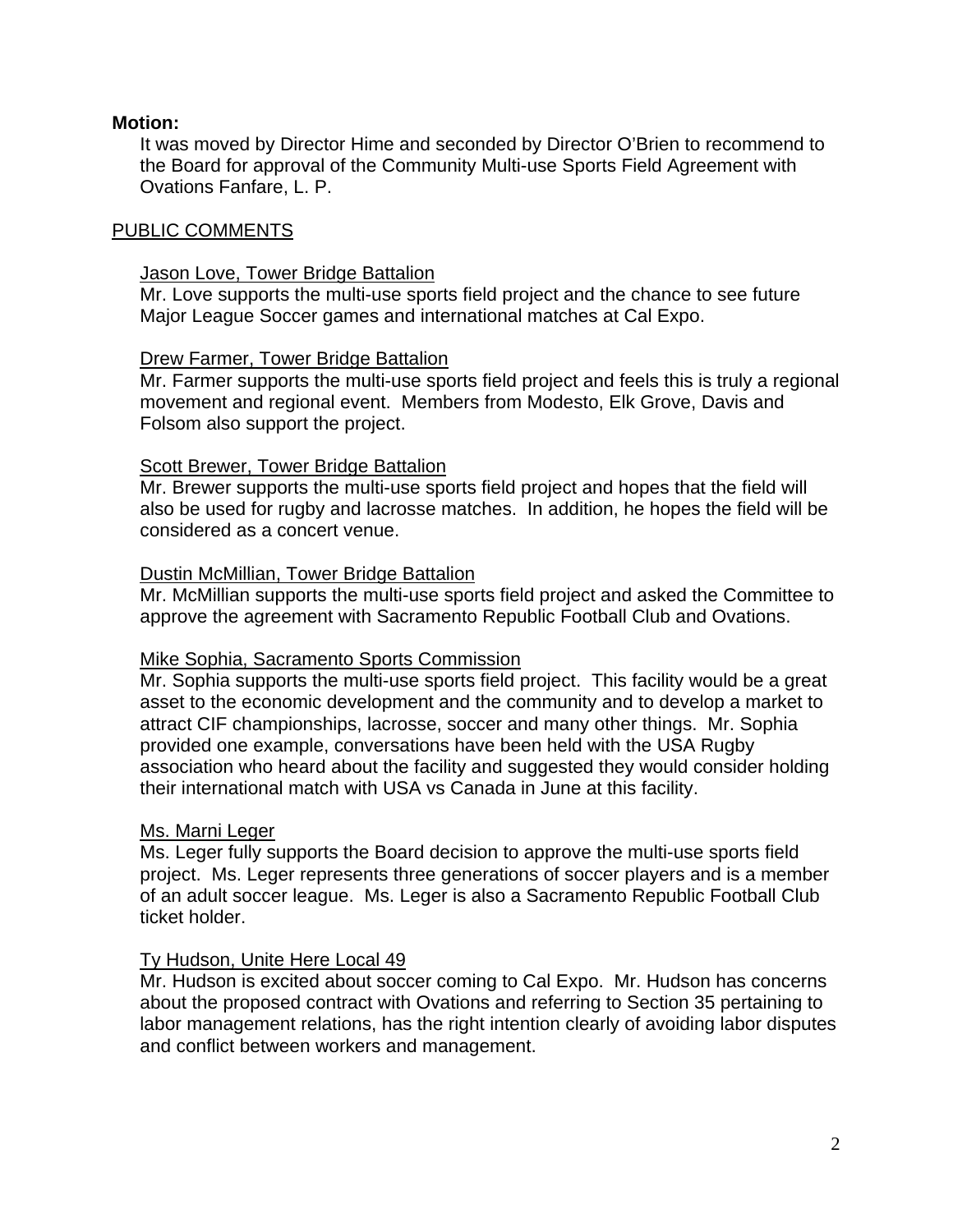**Motion:**

It was moved by Director Hime and seconded by Director O'Brien to recommend to the Board for approval of the Community Multi-use Sports Field Agreement with Ovations Fanfare, L. P.

<u>PUBLIC COMMENTS</u>

<u>Jason Love, Tower Bridge Battalion</u>
Mr. Love supports the multi-use sports field project and the chance to see future Major League Soccer games and international matches at Cal Expo.

<u>Drew Farmer, Tower Bridge Battalion</u>
Mr. Farmer supports the multi-use sports field project and feels this is truly a regional movement and regional event. Members from Modesto, Elk Grove, Davis and Folsom also support the project.

<u>Scott Brewer, Tower Bridge Battalion</u>
Mr. Brewer supports the multi-use sports field project and hopes that the field will also be used for rugby and lacrosse matches. In addition, he hopes the field will be considered as a concert venue.

<u>Dustin McMillian, Tower Bridge Battalion</u>
Mr. McMillian supports the multi-use sports field project and asked the Committee to approve the agreement with Sacramento Republic Football Club and Ovations.

<u>Mike Sophia, Sacramento Sports Commission</u>
Mr. Sophia supports the multi-use sports field project. This facility would be a great asset to the economic development and the community and to develop a market to attract CIF championships, lacrosse, soccer and many other things. Mr. Sophia provided one example, conversations have been held with the USA Rugby association who heard about the facility and suggested they would consider holding their international match with USA vs Canada in June at this facility.

<u>Ms. Marni Leger</u>
Ms. Leger fully supports the Board decision to approve the multi-use sports field project. Ms. Leger represents three generations of soccer players and is a member of an adult soccer league. Ms. Leger is also a Sacramento Republic Football Club ticket holder.

<u>Ty Hudson, Unite Here Local 49</u>
Mr. Hudson is excited about soccer coming to Cal Expo. Mr. Hudson has concerns about the proposed contract with Ovations and referring to Section 35 pertaining to labor management relations, has the right intention clearly of avoiding labor disputes and conflict between workers and management.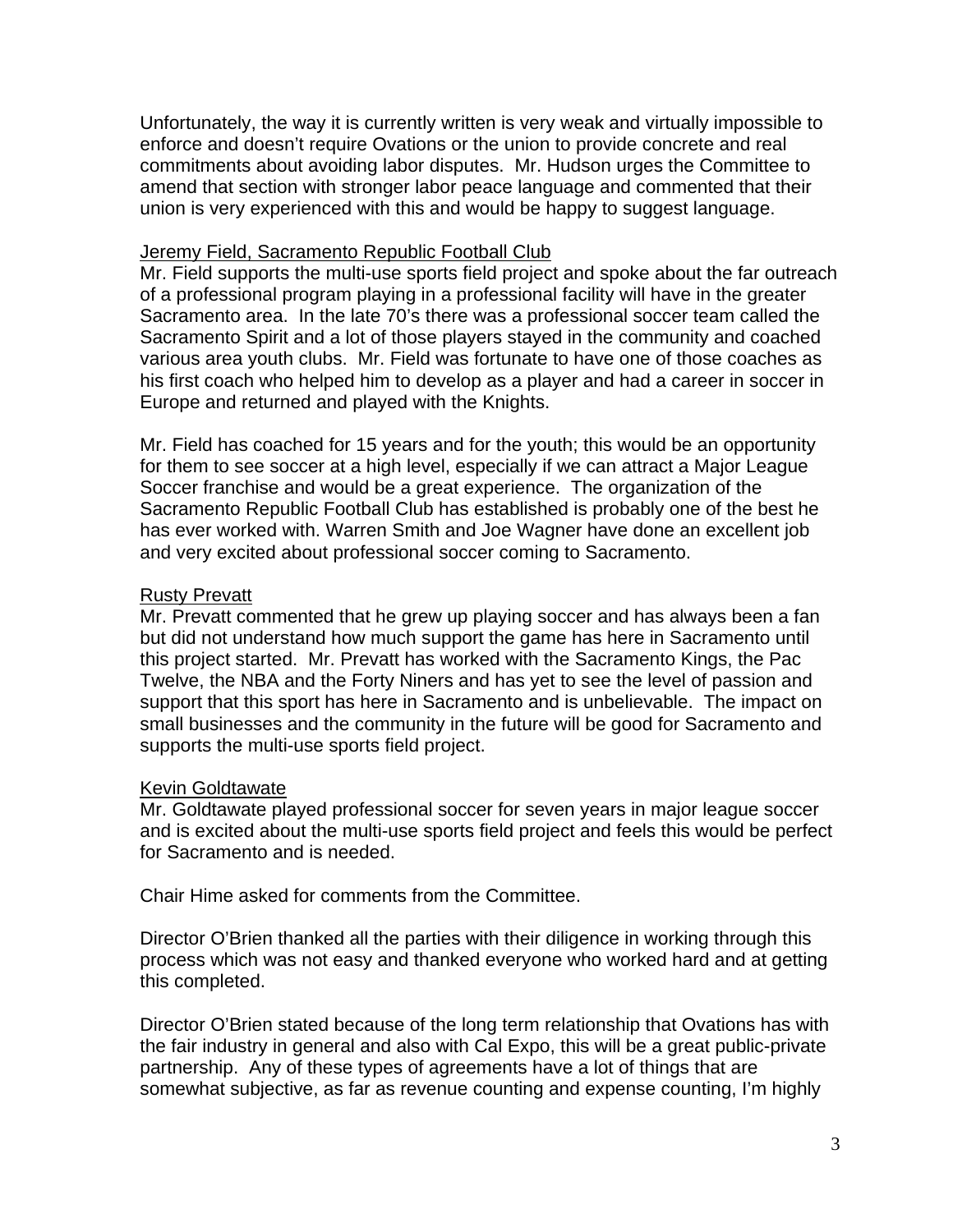Unfortunately, the way it is currently written is very weak and virtually impossible to enforce and doesn't require Ovations or the union to provide concrete and real commitments about avoiding labor disputes. Mr. Hudson urges the Committee to amend that section with stronger labor peace language and commented that their union is very experienced with this and would be happy to suggest language.

Jeremy Field, Sacramento Republic Football Club

Mr. Field supports the multi-use sports field project and spoke about the far outreach of a professional program playing in a professional facility will have in the greater Sacramento area. In the late 70's there was a professional soccer team called the Sacramento Spirit and a lot of those players stayed in the community and coached various area youth clubs. Mr. Field was fortunate to have one of those coaches as his first coach who helped him to develop as a player and had a career in soccer in Europe and returned and played with the Knights.

Mr. Field has coached for 15 years and for the youth; this would be an opportunity for them to see soccer at a high level, especially if we can attract a Major League Soccer franchise and would be a great experience. The organization of the Sacramento Republic Football Club has established is probably one of the best he has ever worked with. Warren Smith and Joe Wagner have done an excellent job and very excited about professional soccer coming to Sacramento.

Rusty Prevatt

Mr. Prevatt commented that he grew up playing soccer and has always been a fan but did not understand how much support the game has here in Sacramento until this project started. Mr. Prevatt has worked with the Sacramento Kings, the Pac Twelve, the NBA and the Forty Niners and has yet to see the level of passion and support that this sport has here in Sacramento and is unbelievable. The impact on small businesses and the community in the future will be good for Sacramento and supports the multi-use sports field project.

Kevin Goldtawate

Mr. Goldtawate played professional soccer for seven years in major league soccer and is excited about the multi-use sports field project and feels this would be perfect for Sacramento and is needed.

Chair Hime asked for comments from the Committee.

Director O'Brien thanked all the parties with their diligence in working through this process which was not easy and thanked everyone who worked hard and at getting this completed.

Director O'Brien stated because of the long term relationship that Ovations has with the fair industry in general and also with Cal Expo, this will be a great public-private partnership. Any of these types of agreements have a lot of things that are somewhat subjective, as far as revenue counting and expense counting, I'm highly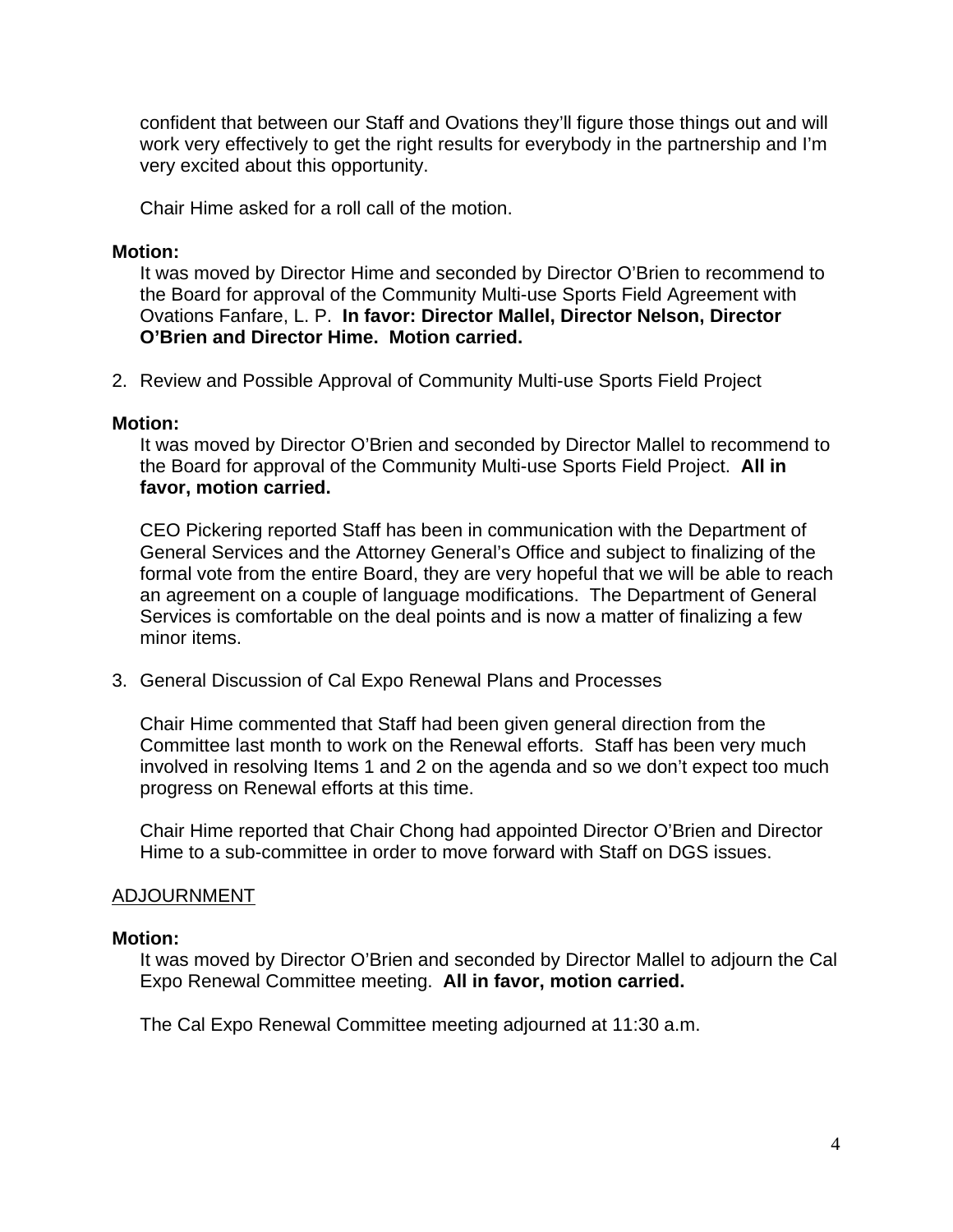confident that between our Staff and Ovations they'll figure those things out and will work very effectively to get the right results for everybody in the partnership and I'm very excited about this opportunity.

Chair Hime asked for a roll call of the motion.

**Motion:**

It was moved by Director Hime and seconded by Director O'Brien to recommend to the Board for approval of the Community Multi-use Sports Field Agreement with Ovations Fanfare, L. P. **In favor: Director Mallel, Director Nelson, Director O'Brien and Director Hime. Motion carried.**

2. Review and Possible Approval of Community Multi-use Sports Field Project

**Motion:**

It was moved by Director O'Brien and seconded by Director Mallel to recommend to the Board for approval of the Community Multi-use Sports Field Project. **All in favor, motion carried.**

CEO Pickering reported Staff has been in communication with the Department of General Services and the Attorney General's Office and subject to finalizing of the formal vote from the entire Board, they are very hopeful that we will be able to reach an agreement on a couple of language modifications. The Department of General Services is comfortable on the deal points and is now a matter of finalizing a few minor items.

3. General Discussion of Cal Expo Renewal Plans and Processes

Chair Hime commented that Staff had been given general direction from the Committee last month to work on the Renewal efforts. Staff has been very much involved in resolving Items 1 and 2 on the agenda and so we don't expect too much progress on Renewal efforts at this time.

Chair Hime reported that Chair Chong had appointed Director O'Brien and Director Hime to a sub-committee in order to move forward with Staff on DGS issues.

## ADJOURNMENT

**Motion:**

It was moved by Director O'Brien and seconded by Director Mallel to adjourn the Cal Expo Renewal Committee meeting. **All in favor, motion carried.**

The Cal Expo Renewal Committee meeting adjourned at 11:30 a.m.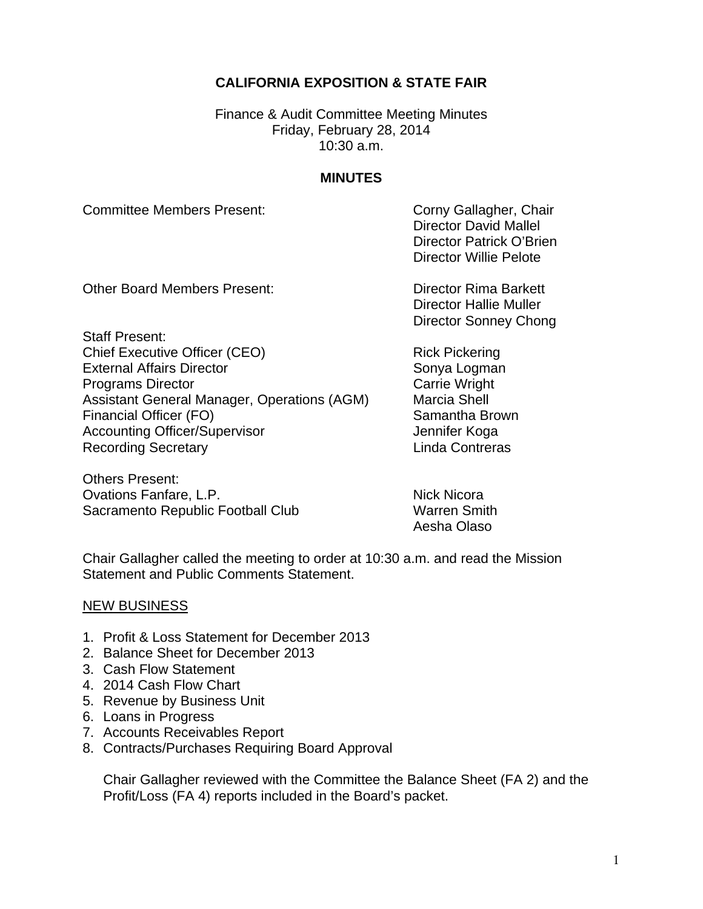**CALIFORNIA EXPOSITION & STATE FAIR**

Finance & Audit Committee Meeting Minutes
Friday, February 28, 2014
10:30 a.m.

**MINUTES**

| | |
|---|---|
| Committee Members Present: | Corny Gallagher, Chair |
| | Director David Mallel |
| | Director Patrick O'Brien |
| | Director Willie Pelote |
| Other Board Members Present: | Director Rima Barkett |
| | Director Hallie Muller |
| | Director Sonney Chong |
| Staff Present: | |
| Chief Executive Officer (CEO) | Rick Pickering |
| External Affairs Director | Sonya Logman |
| Programs Director | Carrie Wright |
| Assistant General Manager, Operations (AGM) | Marcia Shell |
| Financial Officer (FO) | Samantha Brown |
| Accounting Officer/Supervisor | Jennifer Koga |
| Recording Secretary | Linda Contreras |
| Others Present: | |
| Ovations Fanfare, L.P. | Nick Nicora |
| Sacramento Republic Football Club | Warren Smith |
| | Aesha Olaso |

Chair Gallagher called the meeting to order at 10:30 a.m. and read the Mission Statement and Public Comments Statement.

NEW BUSINESS

1. Profit & Loss Statement for December 2013
2. Balance Sheet for December 2013
3. Cash Flow Statement
4. 2014 Cash Flow Chart
5. Revenue by Business Unit
6. Loans in Progress
7. Accounts Receivables Report
8. Contracts/Purchases Requiring Board Approval

   Chair Gallagher reviewed with the Committee the Balance Sheet (FA 2) and the Profit/Loss (FA 4) reports included in the Board's packet.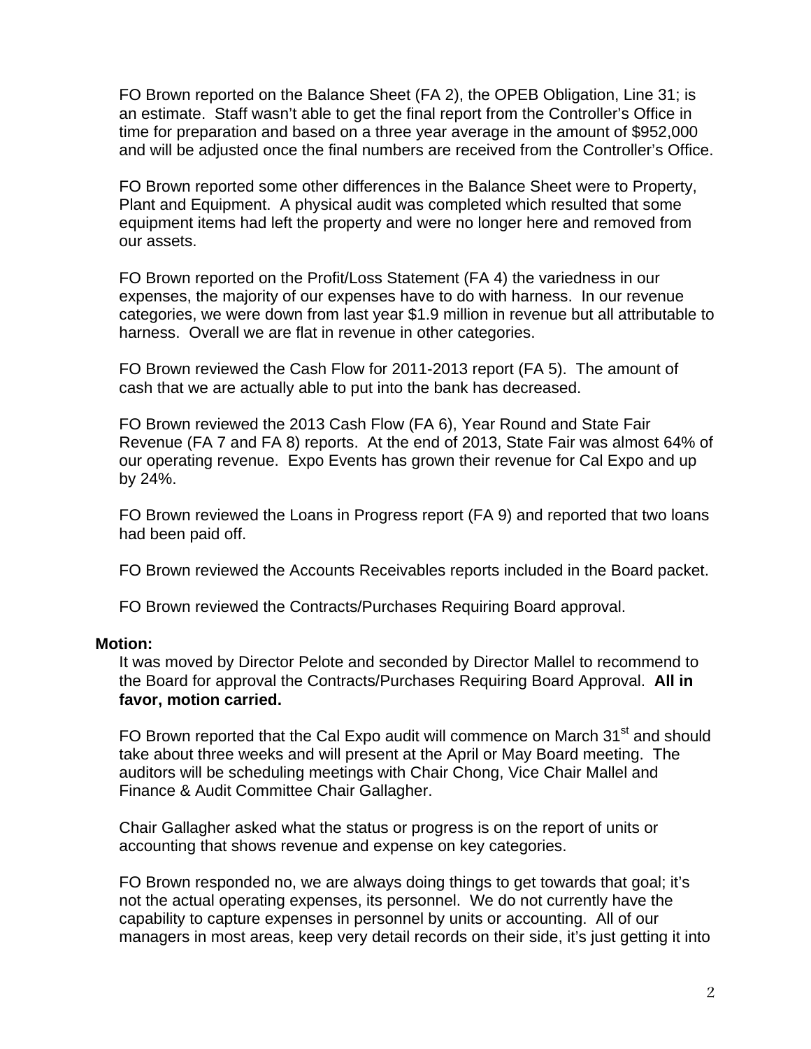FO Brown reported on the Balance Sheet (FA 2), the OPEB Obligation, Line 31; is an estimate. Staff wasn't able to get the final report from the Controller's Office in time for preparation and based on a three year average in the amount of $952,000 and will be adjusted once the final numbers are received from the Controller's Office.

FO Brown reported some other differences in the Balance Sheet were to Property, Plant and Equipment. A physical audit was completed which resulted that some equipment items had left the property and were no longer here and removed from our assets.

FO Brown reported on the Profit/Loss Statement (FA 4) the variedness in our expenses, the majority of our expenses have to do with harness. In our revenue categories, we were down from last year $1.9 million in revenue but all attributable to harness. Overall we are flat in revenue in other categories.

FO Brown reviewed the Cash Flow for 2011-2013 report (FA 5). The amount of cash that we are actually able to put into the bank has decreased.

FO Brown reviewed the 2013 Cash Flow (FA 6), Year Round and State Fair Revenue (FA 7 and FA 8) reports. At the end of 2013, State Fair was almost 64% of our operating revenue. Expo Events has grown their revenue for Cal Expo and up by 24%.

FO Brown reviewed the Loans in Progress report (FA 9) and reported that two loans had been paid off.

FO Brown reviewed the Accounts Receivables reports included in the Board packet.

FO Brown reviewed the Contracts/Purchases Requiring Board approval.

**Motion:**

It was moved by Director Pelote and seconded by Director Mallel to recommend to the Board for approval the Contracts/Purchases Requiring Board Approval. **All in favor, motion carried.**

FO Brown reported that the Cal Expo audit will commence on March 31st and should take about three weeks and will present at the April or May Board meeting. The auditors will be scheduling meetings with Chair Chong, Vice Chair Mallel and Finance & Audit Committee Chair Gallagher.

Chair Gallagher asked what the status or progress is on the report of units or accounting that shows revenue and expense on key categories.

FO Brown responded no, we are always doing things to get towards that goal; it's not the actual operating expenses, its personnel. We do not currently have the capability to capture expenses in personnel by units or accounting. All of our managers in most areas, keep very detail records on their side, it's just getting it into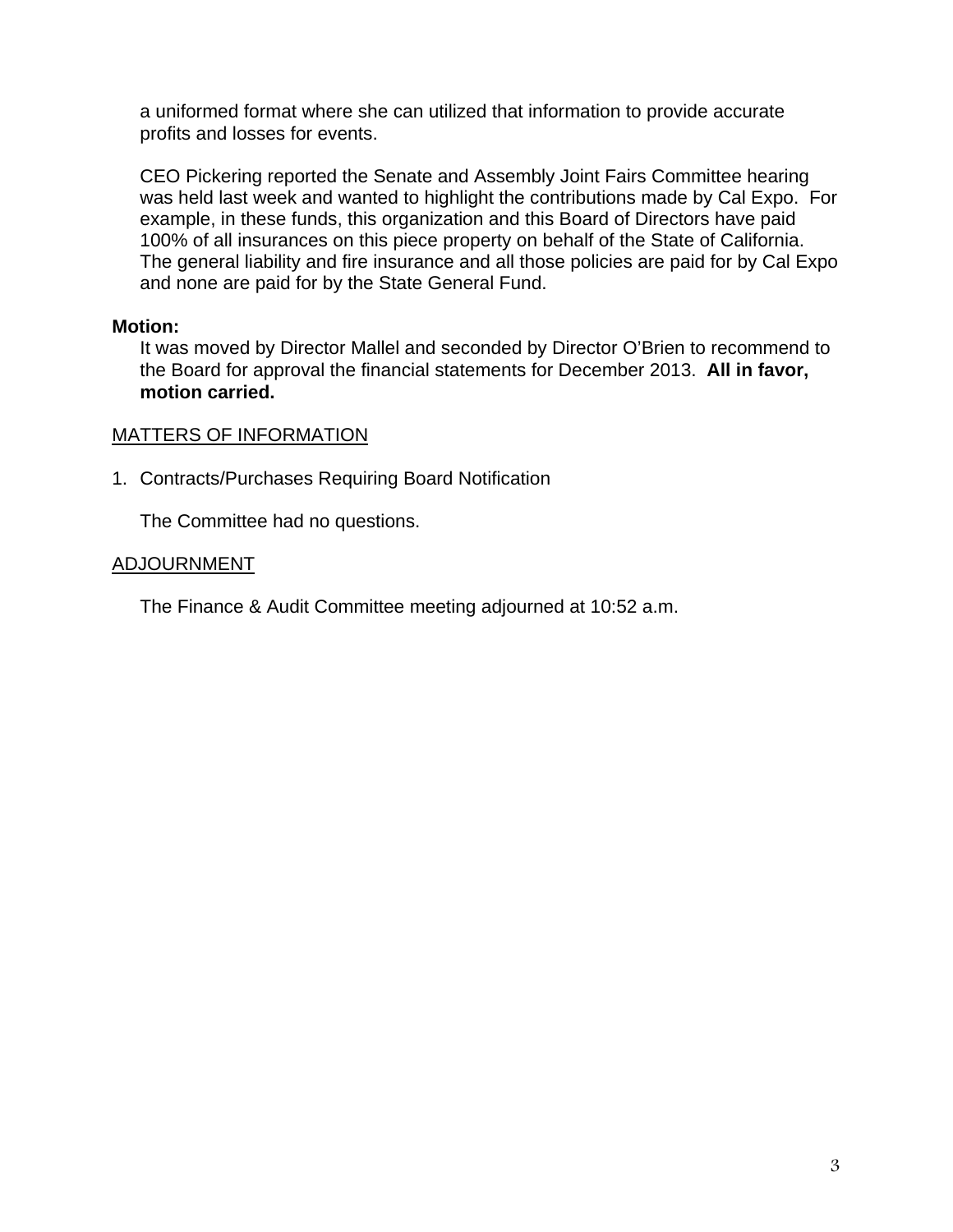a uniformed format where she can utilized that information to provide accurate profits and losses for events.

CEO Pickering reported the Senate and Assembly Joint Fairs Committee hearing was held last week and wanted to highlight the contributions made by Cal Expo. For example, in these funds, this organization and this Board of Directors have paid 100% of all insurances on this piece property on behalf of the State of California. The general liability and fire insurance and all those policies are paid for by Cal Expo and none are paid for by the State General Fund.

**Motion:**

It was moved by Director Mallel and seconded by Director O'Brien to recommend to the Board for approval the financial statements for December 2013. **All in favor, motion carried.**

MATTERS OF INFORMATION

1. Contracts/Purchases Requiring Board Notification

   The Committee had no questions.

ADJOURNMENT

The Finance & Audit Committee meeting adjourned at 10:52 a.m.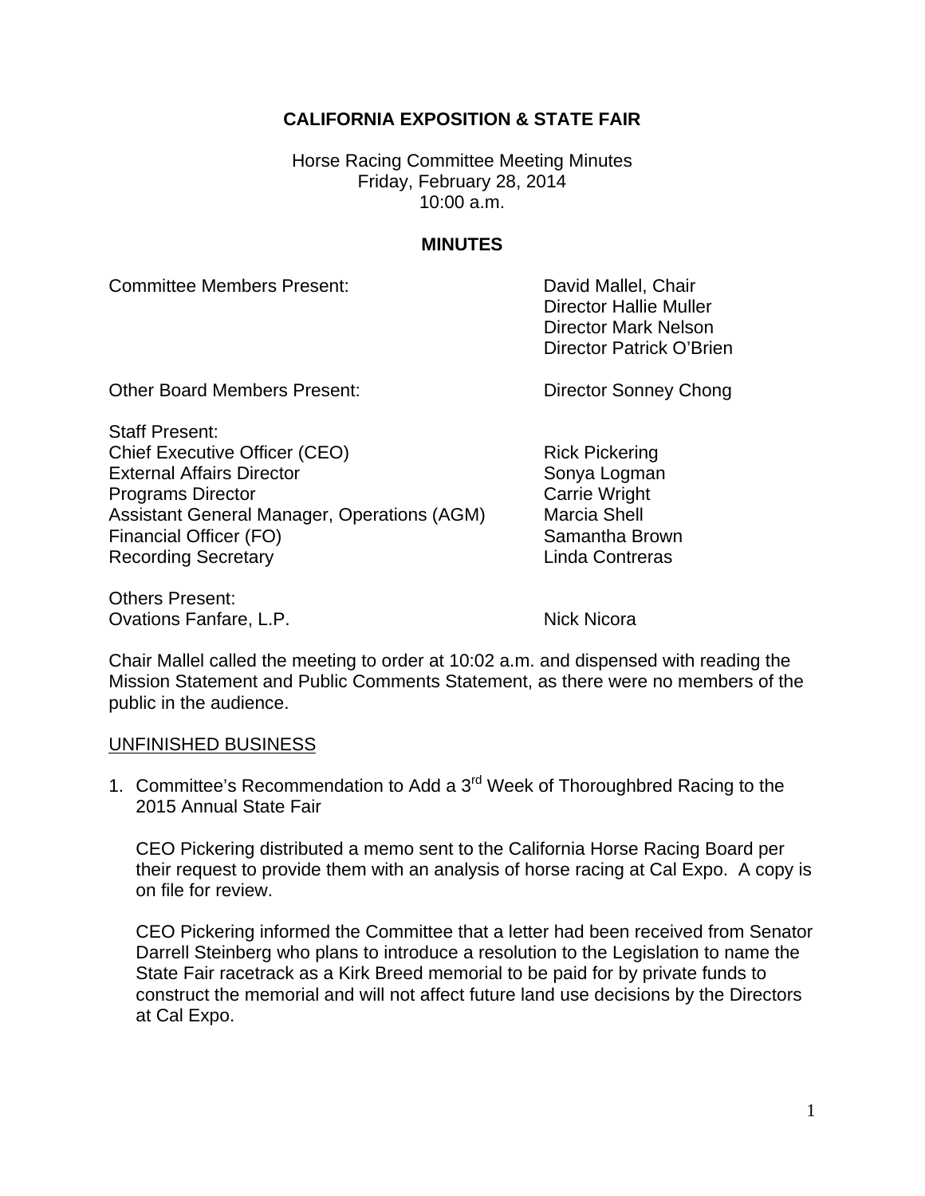**CALIFORNIA EXPOSITION & STATE FAIR**

Horse Racing Committee Meeting Minutes
Friday, February 28, 2014
10:00 a.m.

**MINUTES**

| | |
|---|---|
| Committee Members Present: | David Mallel, Chair |
| | Director Hallie Muller |
| | Director Mark Nelson |
| | Director Patrick O'Brien |
| Other Board Members Present: | Director Sonney Chong |
| Staff Present: | |
| Chief Executive Officer (CEO) | Rick Pickering |
| External Affairs Director | Sonya Logman |
| Programs Director | Carrie Wright |
| Assistant General Manager, Operations (AGM) | Marcia Shell |
| Financial Officer (FO) | Samantha Brown |
| Recording Secretary | Linda Contreras |
| Others Present: | |
| Ovations Fanfare, L.P. | Nick Nicora |

Chair Mallel called the meeting to order at 10:02 a.m. and dispensed with reading the Mission Statement and Public Comments Statement, as there were no members of the public in the audience.

UNFINISHED BUSINESS

1. Committee's Recommendation to Add a 3rd Week of Thoroughbred Racing to the 2015 Annual State Fair

   CEO Pickering distributed a memo sent to the California Horse Racing Board per their request to provide them with an analysis of horse racing at Cal Expo. A copy is on file for review.

   CEO Pickering informed the Committee that a letter had been received from Senator Darrell Steinberg who plans to introduce a resolution to the Legislation to name the State Fair racetrack as a Kirk Breed memorial to be paid for by private funds to construct the memorial and will not affect future land use decisions by the Directors at Cal Expo.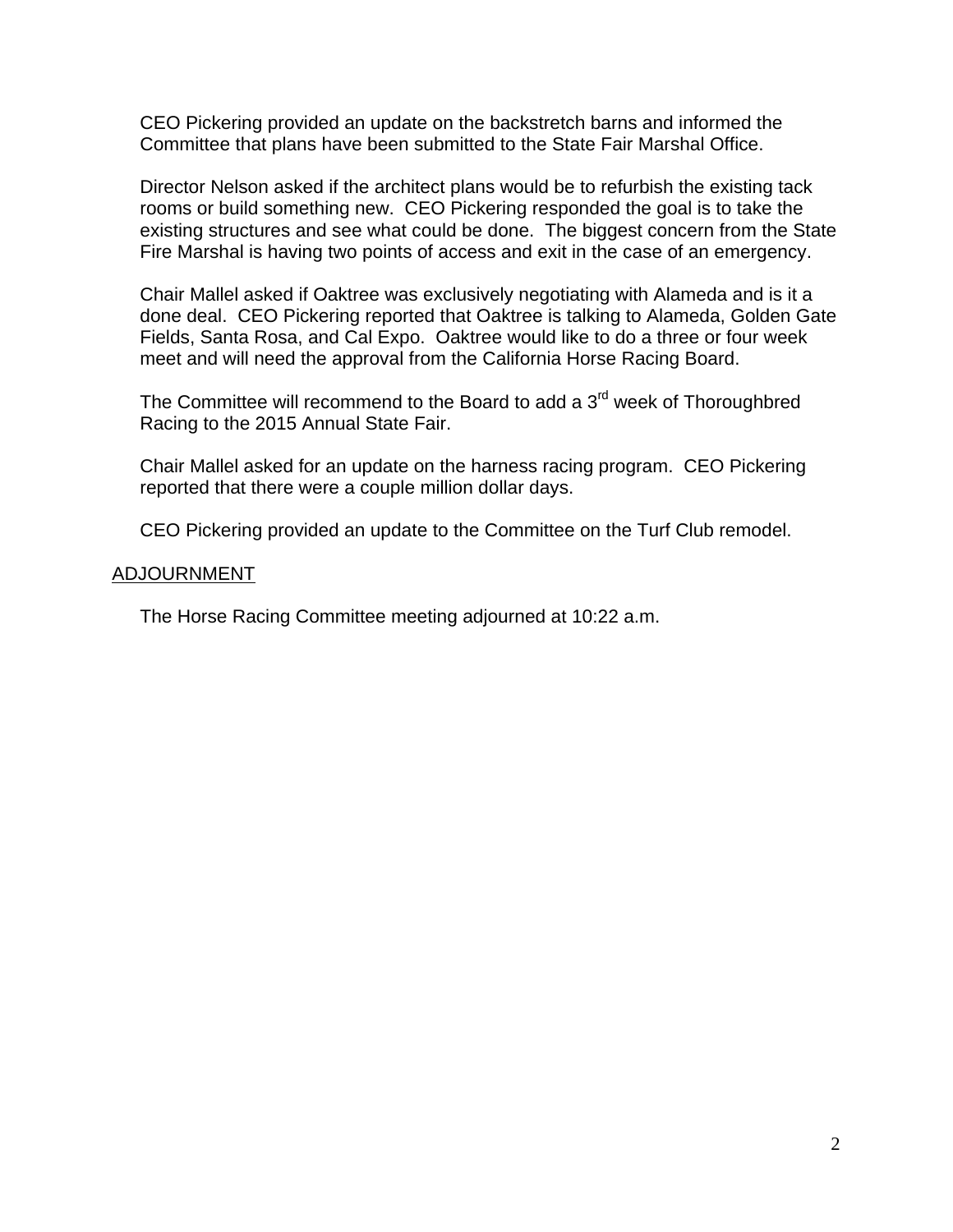CEO Pickering provided an update on the backstretch barns and informed the Committee that plans have been submitted to the State Fair Marshal Office.

Director Nelson asked if the architect plans would be to refurbish the existing tack rooms or build something new. CEO Pickering responded the goal is to take the existing structures and see what could be done. The biggest concern from the State Fire Marshal is having two points of access and exit in the case of an emergency.

Chair Mallel asked if Oaktree was exclusively negotiating with Alameda and is it a done deal. CEO Pickering reported that Oaktree is talking to Alameda, Golden Gate Fields, Santa Rosa, and Cal Expo. Oaktree would like to do a three or four week meet and will need the approval from the California Horse Racing Board.

The Committee will recommend to the Board to add a 3rd week of Thoroughbred Racing to the 2015 Annual State Fair.

Chair Mallel asked for an update on the harness racing program. CEO Pickering reported that there were a couple million dollar days.

CEO Pickering provided an update to the Committee on the Turf Club remodel.

## ADJOURNMENT

The Horse Racing Committee meeting adjourned at 10:22 a.m.